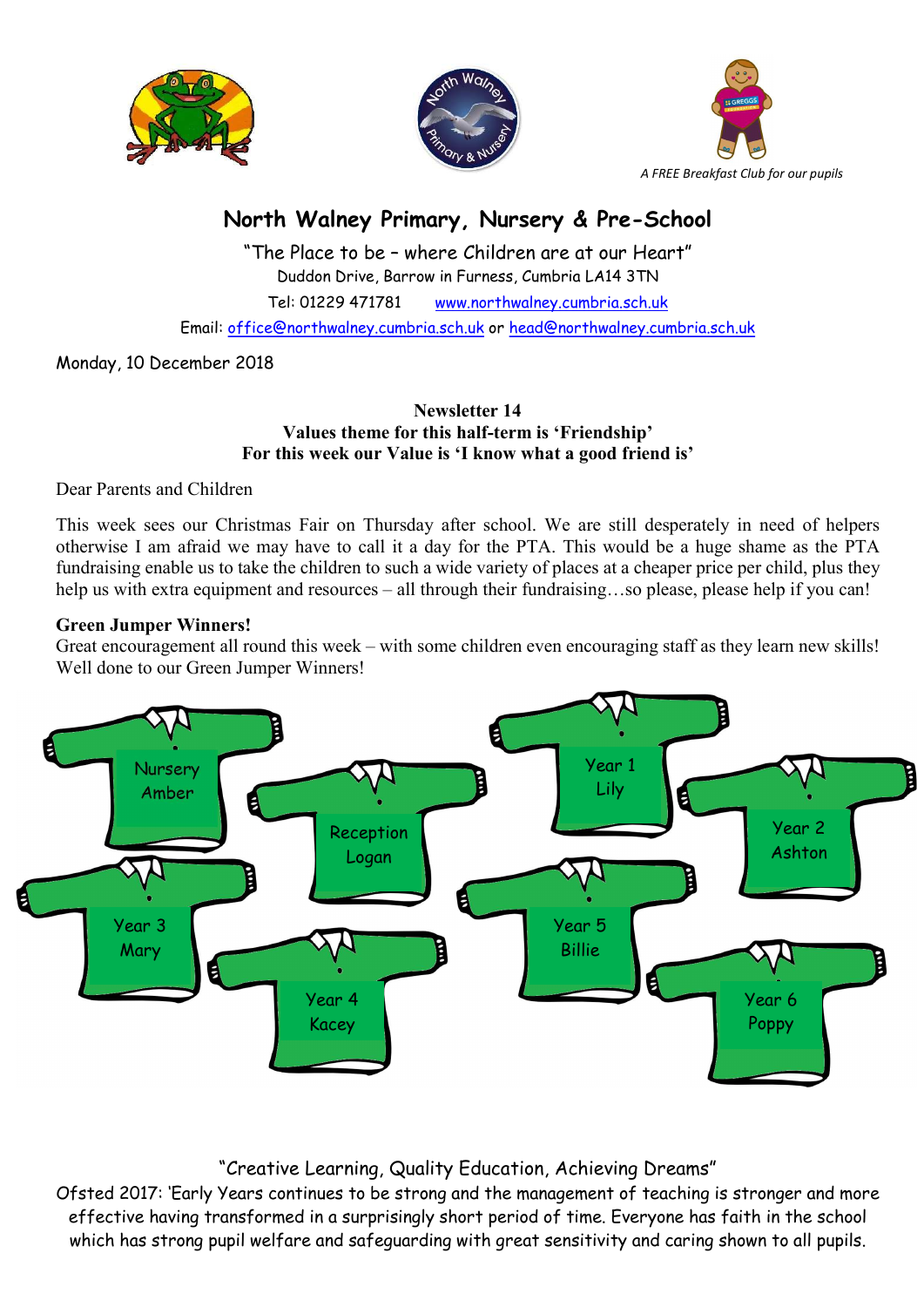A FREE Breakfast Club for our pupils

# North Walney Primary, Nursery & Pre-School

"The Place to be – where Children are at our Heart"

Duddon Drive, Barrow in Furness, Cumbria LA14 3TN

Tel: 01229 471781    www.northwalney.cumbria.sch.uk

Email: office@northwalney.cumbria.sch.uk or head@northwalney.cumbria.sch.uk

Monday, 10 December 2018

**Newsletter 14**
**Values theme for this half-term is 'Friendship'**
**For this week our Value is 'I know what a good friend is'**

Dear Parents and Children

This week sees our Christmas Fair on Thursday after school. We are still desperately in need of helpers otherwise I am afraid we may have to call it a day for the PTA. This would be a huge shame as the PTA fundraising enable us to take the children to such a wide variety of places at a cheaper price per child, plus they help us with extra equipment and resources – all through their fundraising…so please, please help if you can!

**Green Jumper Winners!**

Great encouragement all round this week – with some children even encouraging staff as they learn new skills! Well done to our Green Jumper Winners!

- Nursery Amber
- Reception Logan
- Year 1 Lily
- Year 2 Ashton
- Year 3 Mary
- Year 4 Kacey
- Year 5 Billie
- Year 6 Poppy

"Creative Learning, Quality Education, Achieving Dreams"

Ofsted 2017: 'Early Years continues to be strong and the management of teaching is stronger and more effective having transformed in a surprisingly short period of time. Everyone has faith in the school which has strong pupil welfare and safeguarding with great sensitivity and caring shown to all pupils.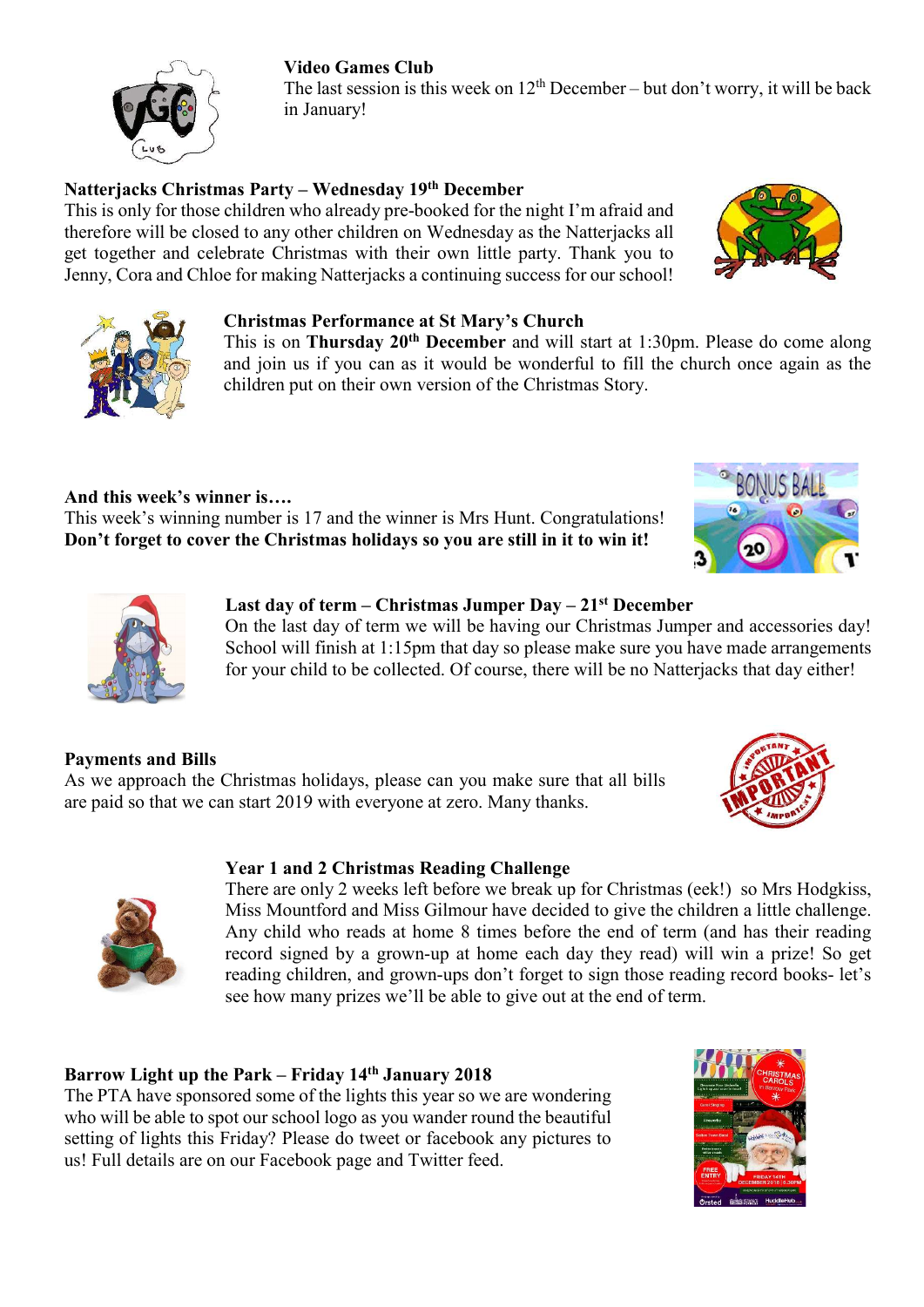**Video Games Club**
The last session is this week on 12th December – but don't worry, it will be back in January!

**Natterjacks Christmas Party – Wednesday 19th December**
This is only for those children who already pre-booked for the night I'm afraid and therefore will be closed to any other children on Wednesday as the Natterjacks all get together and celebrate Christmas with their own little party. Thank you to Jenny, Cora and Chloe for making Natterjacks a continuing success for our school!

**Christmas Performance at St Mary's Church**
This is on **Thursday 20th December** and will start at 1:30pm. Please do come along and join us if you can as it would be wonderful to fill the church once again as the children put on their own version of the Christmas Story.

**And this week's winner is….**
This week's winning number is 17 and the winner is Mrs Hunt. Congratulations!
**Don't forget to cover the Christmas holidays so you are still in it to win it!**

**Last day of term – Christmas Jumper Day – 21st December**
On the last day of term we will be having our Christmas Jumper and accessories day! School will finish at 1:15pm that day so please make sure you have made arrangements for your child to be collected. Of course, there will be no Natterjacks that day either!

**Payments and Bills**
As we approach the Christmas holidays, please can you make sure that all bills are paid so that we can start 2019 with everyone at zero. Many thanks.

**Year 1 and 2 Christmas Reading Challenge**
There are only 2 weeks left before we break up for Christmas (eek!) so Mrs Hodgkiss, Miss Mountford and Miss Gilmour have decided to give the children a little challenge. Any child who reads at home 8 times before the end of term (and has their reading record signed by a grown-up at home each day they read) will win a prize! So get reading children, and grown-ups don't forget to sign those reading record books- let's see how many prizes we'll be able to give out at the end of term.

**Barrow Light up the Park – Friday 14th January 2018**
The PTA have sponsored some of the lights this year so we are wondering who will be able to spot our school logo as you wander round the beautiful setting of lights this Friday? Please do tweet or facebook any pictures to us! Full details are on our Facebook page and Twitter feed.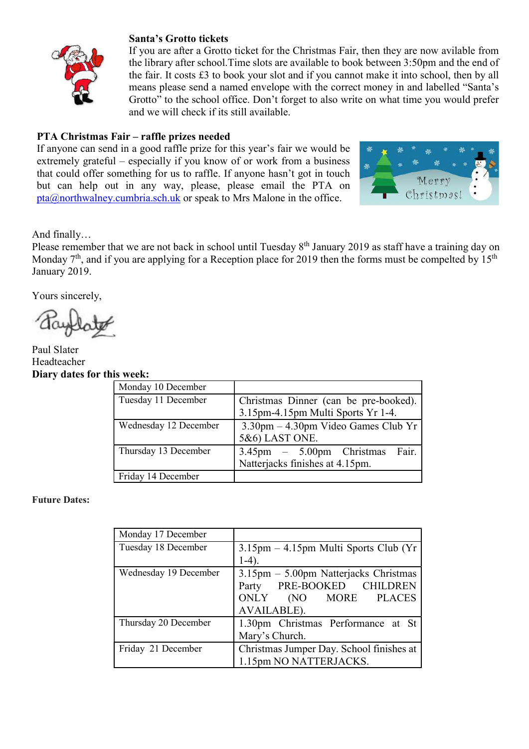**Santa's Grotto tickets**

If you are after a Grotto ticket for the Christmas Fair, then they are now avilable from the library after school.Time slots are available to book between 3:50pm and the end of the fair. It costs £3 to book your slot and if you cannot make it into school, then by all means please send a named envelope with the correct money in and labelled "Santa's Grotto" to the school office. Don't forget to also write on what time you would prefer and we will check if its still available.

**PTA Christmas Fair – raffle prizes needed**

If anyone can send in a good raffle prize for this year's fair we would be extremely grateful – especially if you know of or work from a business that could offer something for us to raffle. If anyone hasn't got in touch but can help out in any way, please, please email the PTA on pta@northwalney.cumbria.sch.uk or speak to Mrs Malone in the office.

And finally…

Please remember that we are not back in school until Tuesday 8th January 2019 as staff have a training day on Monday 7th, and if you are applying for a Reception place for 2019 then the forms must be compelted by 15th January 2019.

Yours sincerely,

Paul Slater

Headteacher

**Diary dates for this week:**

| | |
|---|---|
| Monday 10 December | |
| Tuesday 11 December | Christmas Dinner (can be pre-booked). 3.15pm-4.15pm Multi Sports Yr 1-4. |
| Wednesday 12 December | 3.30pm – 4.30pm Video Games Club Yr 5&6) LAST ONE. |
| Thursday 13 December | 3.45pm – 5.00pm Christmas Fair. Natterjacks finishes at 4.15pm. |
| Friday 14 December | |

**Future Dates:**

| | |
|---|---|
| Monday 17 December | |
| Tuesday 18 December | 3.15pm – 4.15pm Multi Sports Club (Yr 1-4). |
| Wednesday 19 December | 3.15pm – 5.00pm Natterjacks Christmas Party PRE-BOOKED CHILDREN ONLY (NO MORE PLACES AVAILABLE). |
| Thursday 20 December | 1.30pm Christmas Performance at St Mary's Church. |
| Friday 21 December | Christmas Jumper Day. School finishes at 1.15pm NO NATTERJACKS. |